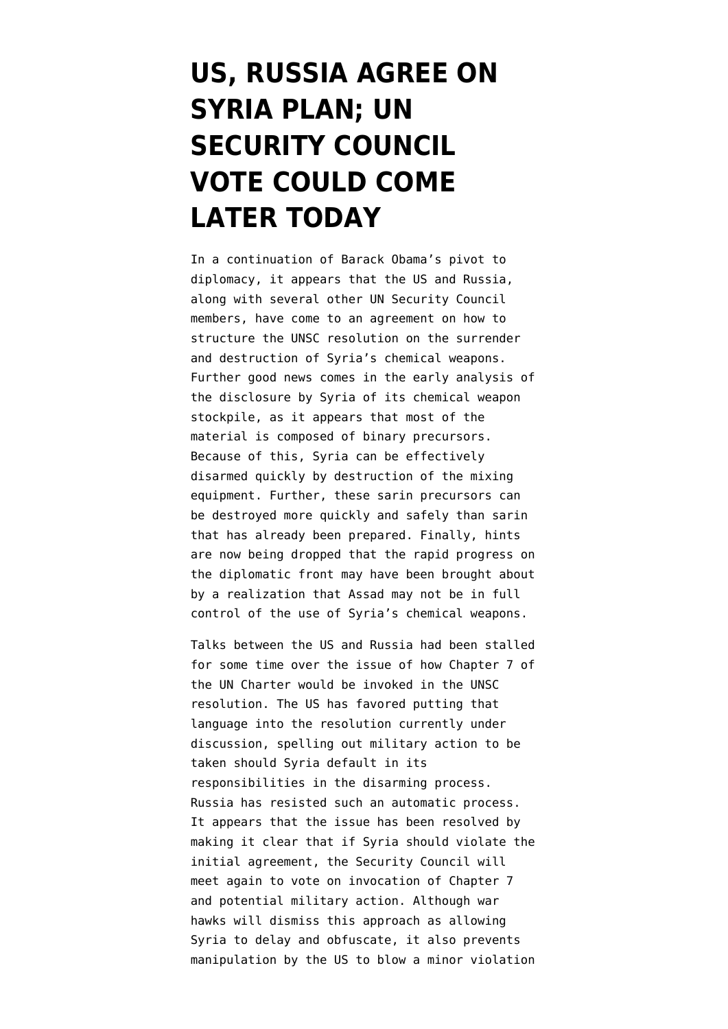# US, RUSSIA AGREE ON SYRIA PLAN; UN SECURITY COUNCIL VOTE COULD COME LATER TODAY

In a continuation of Barack Obama's pivot to diplomacy, it appears that the US and Russia, along with several other UN Security Council members, have come to an agreement on how to structure the UNSC resolution on the surrender and destruction of Syria's chemical weapons. Further good news comes in the early analysis of the disclosure by Syria of its chemical weapon stockpile, as it appears that most of the material is composed of binary precursors. Because of this, Syria can be effectively disarmed quickly by destruction of the mixing equipment. Further, these sarin precursors can be destroyed more quickly and safely than sarin that has already been prepared. Finally, hints are now being dropped that the rapid progress on the diplomatic front may have been brought about by a realization that Assad may not be in full control of the use of Syria's chemical weapons.

Talks between the US and Russia had been stalled for some time over the issue of how Chapter 7 of the UN Charter would be invoked in the UNSC resolution. The US has favored putting that language into the resolution currently under discussion, spelling out military action to be taken should Syria default in its responsibilities in the disarming process. Russia has resisted such an automatic process. It appears that the issue has been resolved by making it clear that if Syria should violate the initial agreement, the Security Council will meet again to vote on invocation of Chapter 7 and potential military action. Although war hawks will dismiss this approach as allowing Syria to delay and obfuscate, it also prevents manipulation by the US to blow a minor violation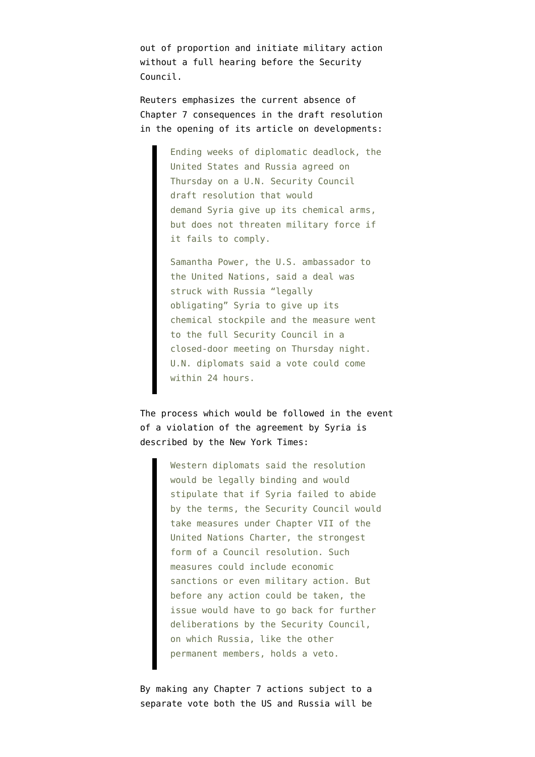out of proportion and initiate military action without a full hearing before the Security Council.

Reuters emphasizes the current absence of Chapter 7 consequences in the draft resolution in the opening of its article on developments:

> Ending weeks of diplomatic deadlock, the United States and Russia agreed on Thursday on a U.N. Security Council draft resolution that would demand Syria give up its chemical arms, but does not threaten military force if it fails to comply.
>
> Samantha Power, the U.S. ambassador to the United Nations, said a deal was struck with Russia "legally obligating" Syria to give up its chemical stockpile and the measure went to the full Security Council in a closed-door meeting on Thursday night. U.N. diplomats said a vote could come within 24 hours.

The process which would be followed in the event of a violation of the agreement by Syria is described by the New York Times:

> Western diplomats said the resolution would be legally binding and would stipulate that if Syria failed to abide by the terms, the Security Council would take measures under Chapter VII of the United Nations Charter, the strongest form of a Council resolution. Such measures could include economic sanctions or even military action. But before any action could be taken, the issue would have to go back for further deliberations by the Security Council, on which Russia, like the other permanent members, holds a veto.

By making any Chapter 7 actions subject to a separate vote both the US and Russia will be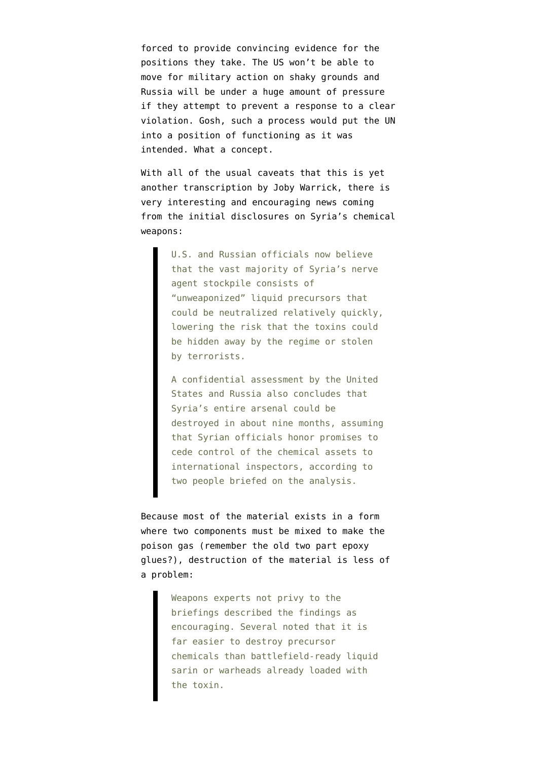forced to provide convincing evidence for the positions they take. The US won't be able to move for military action on shaky grounds and Russia will be under a huge amount of pressure if they attempt to prevent a response to a clear violation. Gosh, such a process would put the UN into a position of functioning as it was intended. What a concept.

With all of the usual caveats that this is yet another transcription by Joby Warrick, there is very interesting and encouraging news coming from the initial disclosures on Syria's chemical weapons:

> U.S. and Russian officials now believe that the vast majority of Syria's nerve agent stockpile consists of "unweaponized" liquid precursors that could be neutralized relatively quickly, lowering the risk that the toxins could be hidden away by the regime or stolen by terrorists.
>
> A confidential assessment by the United States and Russia also concludes that Syria's entire arsenal could be destroyed in about nine months, assuming that Syrian officials honor promises to cede control of the chemical assets to international inspectors, according to two people briefed on the analysis.

Because most of the material exists in a form where two components must be mixed to make the poison gas (remember the old two part epoxy glues?), destruction of the material is less of a problem:

> Weapons experts not privy to the briefings described the findings as encouraging. Several noted that it is far easier to destroy precursor chemicals than battlefield-ready liquid sarin or warheads already loaded with the toxin.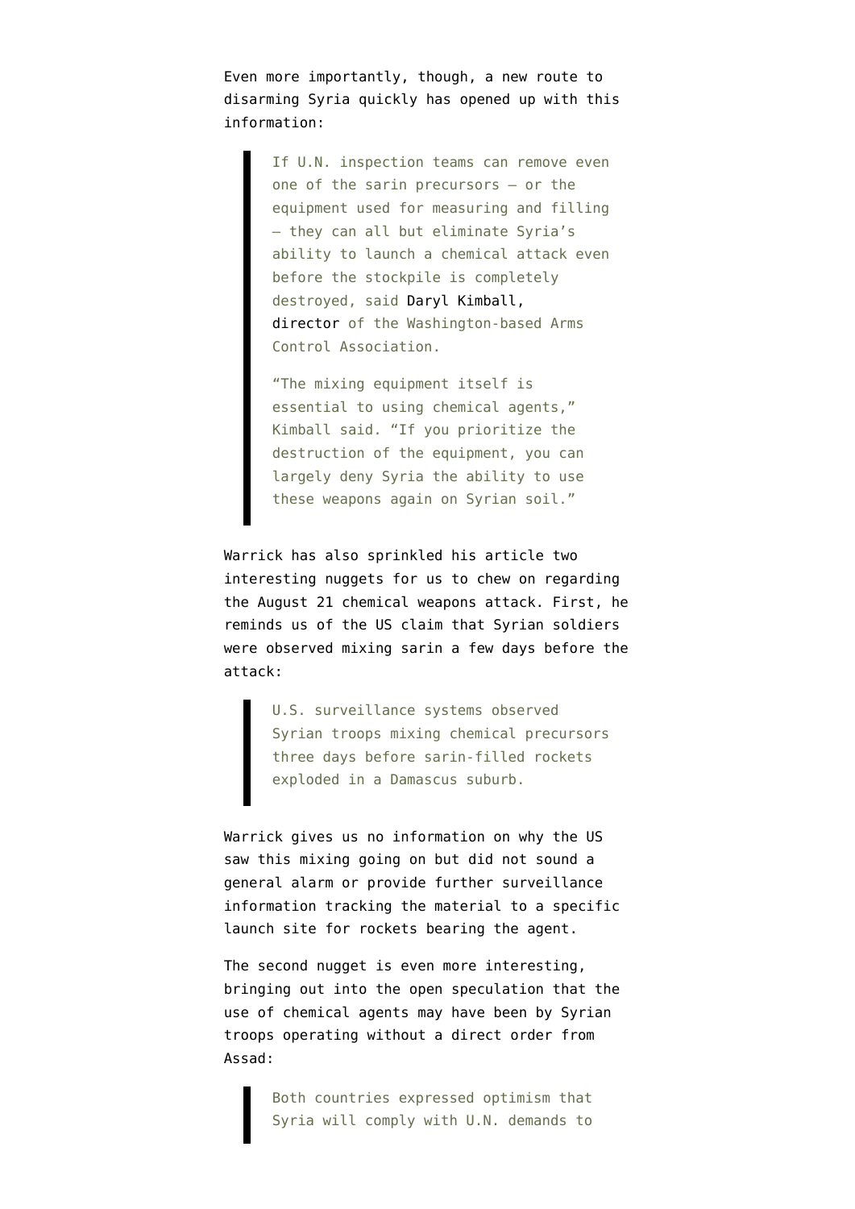Even more importantly, though, a new route to disarming Syria quickly has opened up with this information:

> If U.N. inspection teams can remove even one of the sarin precursors — or the equipment used for measuring and filling — they can all but eliminate Syria's ability to launch a chemical attack even before the stockpile is completely destroyed, said Daryl Kimball, director of the Washington-based Arms Control Association.
>
> "The mixing equipment itself is essential to using chemical agents," Kimball said. "If you prioritize the destruction of the equipment, you can largely deny Syria the ability to use these weapons again on Syrian soil."

Warrick has also sprinkled his article two interesting nuggets for us to chew on regarding the August 21 chemical weapons attack. First, he reminds us of the US claim that Syrian soldiers were observed mixing sarin a few days before the attack:

> U.S. surveillance systems observed Syrian troops mixing chemical precursors three days before sarin-filled rockets exploded in a Damascus suburb.

Warrick gives us no information on why the US saw this mixing going on but did not sound a general alarm or provide further surveillance information tracking the material to a specific launch site for rockets bearing the agent.

The second nugget is even more interesting, bringing out into the open speculation that the use of chemical agents may have been by Syrian troops operating without a direct order from Assad:

> Both countries expressed optimism that Syria will comply with U.N. demands to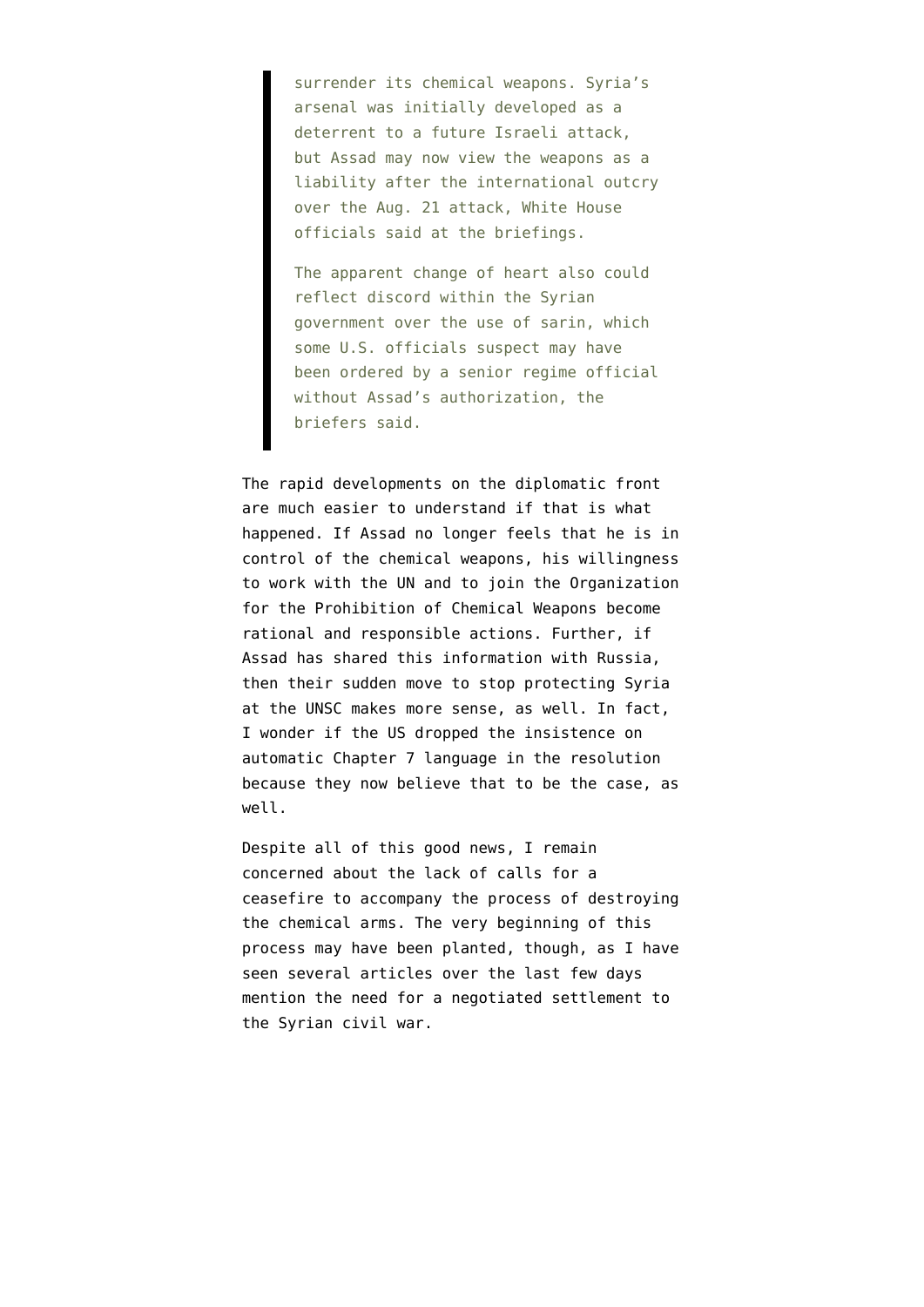> surrender its chemical weapons. Syria's arsenal was initially developed as a deterrent to a future Israeli attack, but Assad may now view the weapons as a liability after the international outcry over the Aug. 21 attack, White House officials said at the briefings.
>
> The apparent change of heart also could reflect discord within the Syrian government over the use of sarin, which some U.S. officials suspect may have been ordered by a senior regime official without Assad's authorization, the briefers said.

The rapid developments on the diplomatic front are much easier to understand if that is what happened. If Assad no longer feels that he is in control of the chemical weapons, his willingness to work with the UN and to join the Organization for the Prohibition of Chemical Weapons become rational and responsible actions. Further, if Assad has shared this information with Russia, then their sudden move to stop protecting Syria at the UNSC makes more sense, as well. In fact, I wonder if the US dropped the insistence on automatic Chapter 7 language in the resolution because they now believe that to be the case, as well.

Despite all of this good news, I remain concerned about the lack of calls for a ceasefire to accompany the process of destroying the chemical arms. The very beginning of this process may have been planted, though, as I have seen several articles over the last few days mention the need for a negotiated settlement to the Syrian civil war.